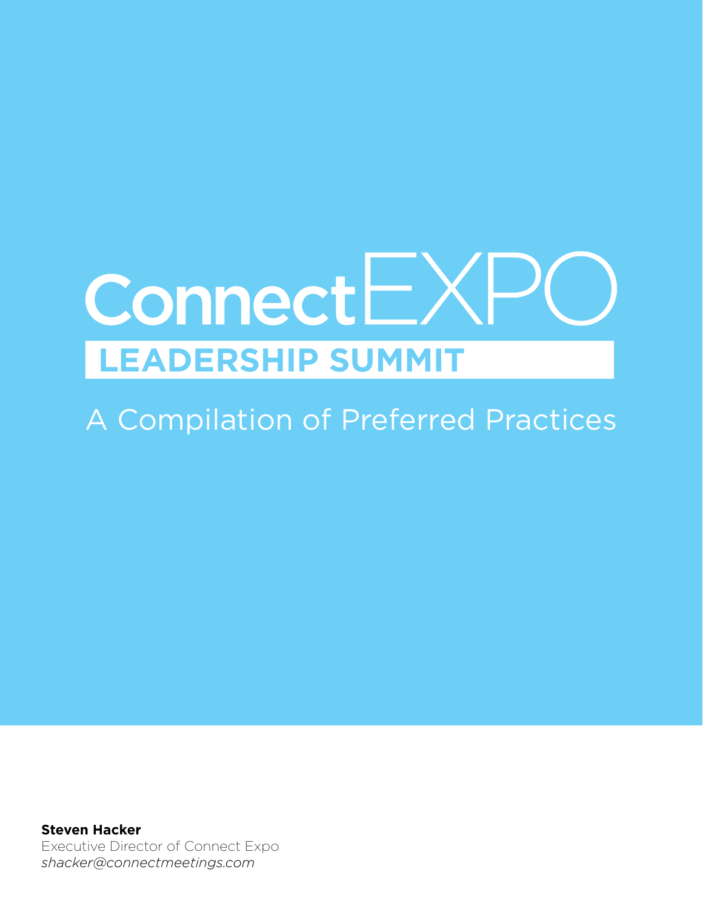# ConnectEXPO

## LEADERSHIP SUMMIT

A Compilation of Preferred Practices

**Steven Hacker**
Executive Director of Connect Expo
*shacker@connectmeetings.com*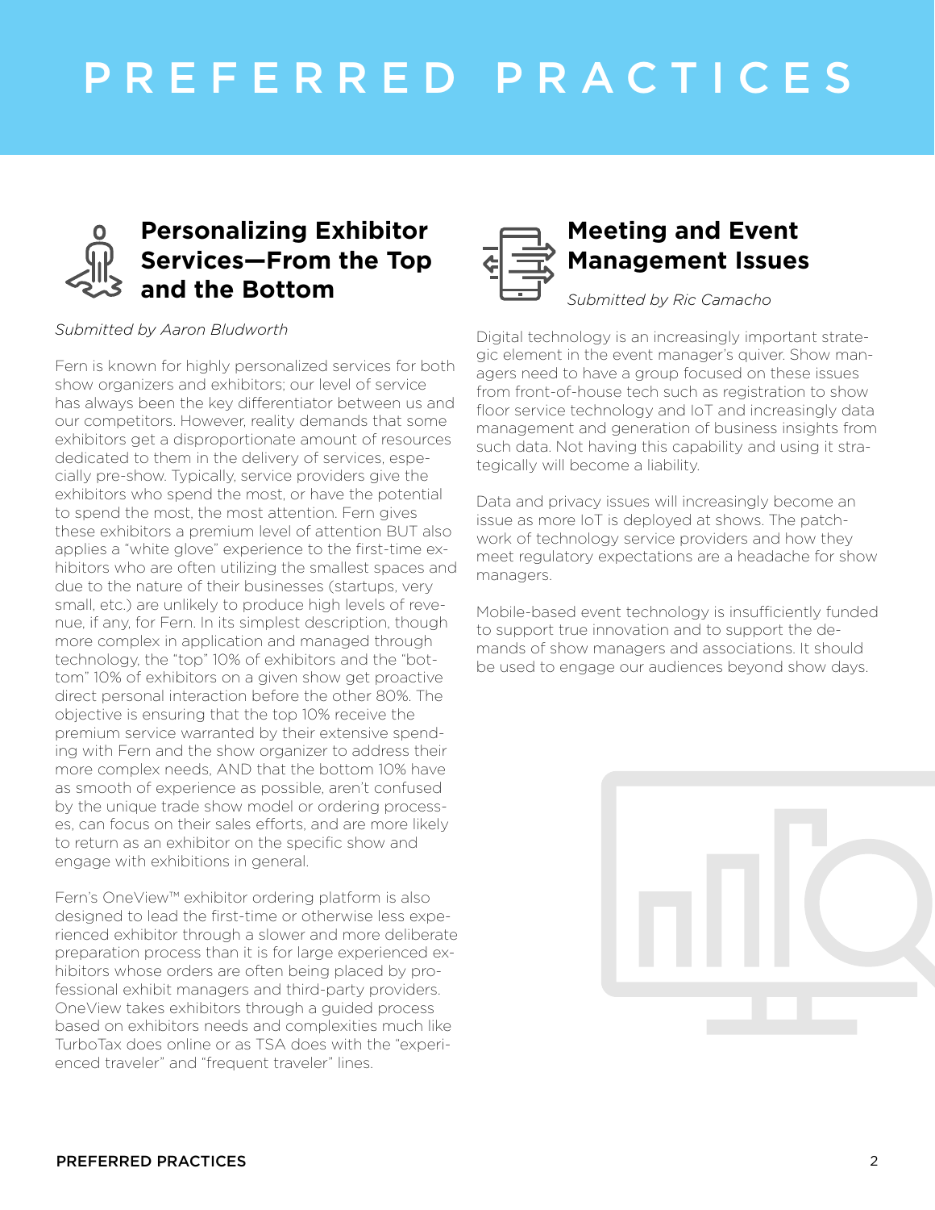# PREFERRED PRACTICES

## Personalizing Exhibitor Services—From the Top and the Bottom

*Submitted by Aaron Bludworth*

Fern is known for highly personalized services for both show organizers and exhibitors; our level of service has always been the key differentiator between us and our competitors. However, reality demands that some exhibitors get a disproportionate amount of resources dedicated to them in the delivery of services, especially pre-show. Typically, service providers give the exhibitors who spend the most, or have the potential to spend the most, the most attention. Fern gives these exhibitors a premium level of attention BUT also applies a "white glove" experience to the first-time exhibitors who are often utilizing the smallest spaces and due to the nature of their businesses (startups, very small, etc.) are unlikely to produce high levels of revenue, if any, for Fern. In its simplest description, though more complex in application and managed through technology, the "top" 10% of exhibitors and the "bottom" 10% of exhibitors on a given show get proactive direct personal interaction before the other 80%. The objective is ensuring that the top 10% receive the premium service warranted by their extensive spending with Fern and the show organizer to address their more complex needs, AND that the bottom 10% have as smooth of experience as possible, aren't confused by the unique trade show model or ordering processes, can focus on their sales efforts, and are more likely to return as an exhibitor on the specific show and engage with exhibitions in general.

Fern's OneView™ exhibitor ordering platform is also designed to lead the first-time or otherwise less experienced exhibitor through a slower and more deliberate preparation process than it is for large experienced exhibitors whose orders are often being placed by professional exhibit managers and third-party providers. OneView takes exhibitors through a guided process based on exhibitors needs and complexities much like TurboTax does online or as TSA does with the "experienced traveler" and "frequent traveler" lines.

## Meeting and Event Management Issues

*Submitted by Ric Camacho*

Digital technology is an increasingly important strategic element in the event manager's quiver. Show managers need to have a group focused on these issues from front-of-house tech such as registration to show floor service technology and IoT and increasingly data management and generation of business insights from such data. Not having this capability and using it strategically will become a liability.

Data and privacy issues will increasingly become an issue as more IoT is deployed at shows. The patchwork of technology service providers and how they meet regulatory expectations are a headache for show managers.

Mobile-based event technology is insufficiently funded to support true innovation and to support the demands of show managers and associations. It should be used to engage our audiences beyond show days.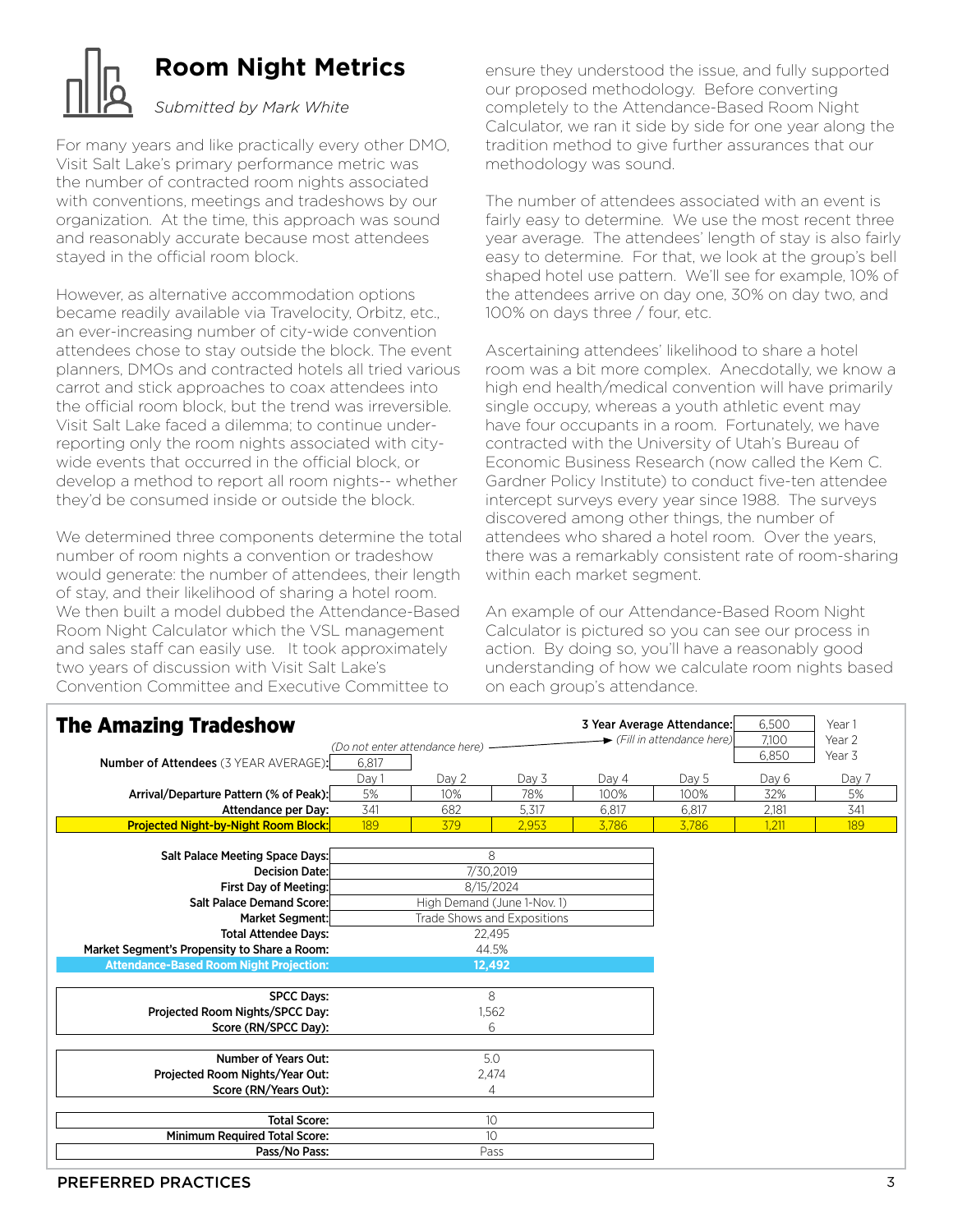# Room Night Metrics

*Submitted by Mark White*

For many years and like practically every other DMO, Visit Salt Lake's primary performance metric was the number of contracted room nights associated with conventions, meetings and tradeshows by our organization. At the time, this approach was sound and reasonably accurate because most attendees stayed in the official room block.

However, as alternative accommodation options became readily available via Travelocity, Orbitz, etc., an ever-increasing number of city-wide convention attendees chose to stay outside the block. The event planners, DMOs and contracted hotels all tried various carrot and stick approaches to coax attendees into the official room block, but the trend was irreversible. Visit Salt Lake faced a dilemma; to continue under-reporting only the room nights associated with city-wide events that occurred in the official block, or develop a method to report all room nights-- whether they'd be consumed inside or outside the block.

We determined three components determine the total number of room nights a convention or tradeshow would generate: the number of attendees, their length of stay, and their likelihood of sharing a hotel room. We then built a model dubbed the Attendance-Based Room Night Calculator which the VSL management and sales staff can easily use. It took approximately two years of discussion with Visit Salt Lake's Convention Committee and Executive Committee to ensure they understood the issue, and fully supported our proposed methodology. Before converting completely to the Attendance-Based Room Night Calculator, we ran it side by side for one year along the tradition method to give further assurances that our methodology was sound.

The number of attendees associated with an event is fairly easy to determine. We use the most recent three year average. The attendees' length of stay is also fairly easy to determine. For that, we look at the group's bell shaped hotel use pattern. We'll see for example, 10% of the attendees arrive on day one, 30% on day two, and 100% on days three / four, etc.

Ascertaining attendees' likelihood to share a hotel room was a bit more complex. Anecdotally, we know a high end health/medical convention will have primarily single occupy, whereas a youth athletic event may have four occupants in a room. Fortunately, we have contracted with the University of Utah's Bureau of Economic Business Research (now called the Kem C. Gardner Policy Institute) to conduct five-ten attendee intercept surveys every year since 1988. The surveys discovered among other things, the number of attendees who shared a hotel room. Over the years, there was a remarkably consistent rate of room-sharing within each market segment.

An example of our Attendance-Based Room Night Calculator is pictured so you can see our process in action. By doing so, you'll have a reasonably good understanding of how we calculate room nights based on each group's attendance.

## The Amazing Tradeshow

| 3 Year Average Attendance: | | |
|---|---|---|
| Year 1 | 6,500 | |
| Year 2 | 7,100 | (Fill in attendance here) |
| Year 3 | 6,850 | |

*(Do not enter attendance here)*

| | Day 1 | Day 2 | Day 3 | Day 4 | Day 5 | Day 6 | Day 7 |
|---|---|---|---|---|---|---|---|
| **Number of Attendees** (3 YEAR AVERAGE): | 6,817 | | | | | | |
| **Arrival/Departure Pattern (% of Peak):** | 5% | 10% | 78% | 100% | 100% | 32% | 5% |
| **Attendance per Day:** | 341 | 682 | 5,317 | 6,817 | 6,817 | 2,181 | 341 |
| **Projected Night-by-Night Room Block:** | 189 | 379 | 2,953 | 3,786 | 3,786 | 1,211 | 189 |

| | |
|---|---|
| **Salt Palace Meeting Space Days:** | 8 |
| **Decision Date:** | 7/30/2019 |
| **First Day of Meeting:** | 8/15/2024 |
| **Salt Palace Demand Score:** | High Demand (June 1-Nov. 1) |
| **Market Segment:** | Trade Shows and Expositions |
| **Total Attendee Days:** | 22,495 |
| **Market Segment's Propensity to Share a Room:** | 44.5% |
| **Attendance-Based Room Night Projection:** | **12,492** |
| **SPCC Days:** | 8 |
| **Projected Room Nights/SPCC Day:** | 1,562 |
| **Score (RN/SPCC Day):** | 6 |
| **Number of Years Out:** | 5.0 |
| **Projected Room Nights/Year Out:** | 2,474 |
| **Score (RN/Years Out):** | 4 |
| **Total Score:** | 10 |
| **Minimum Required Total Score:** | 10 |
| **Pass/No Pass:** | Pass |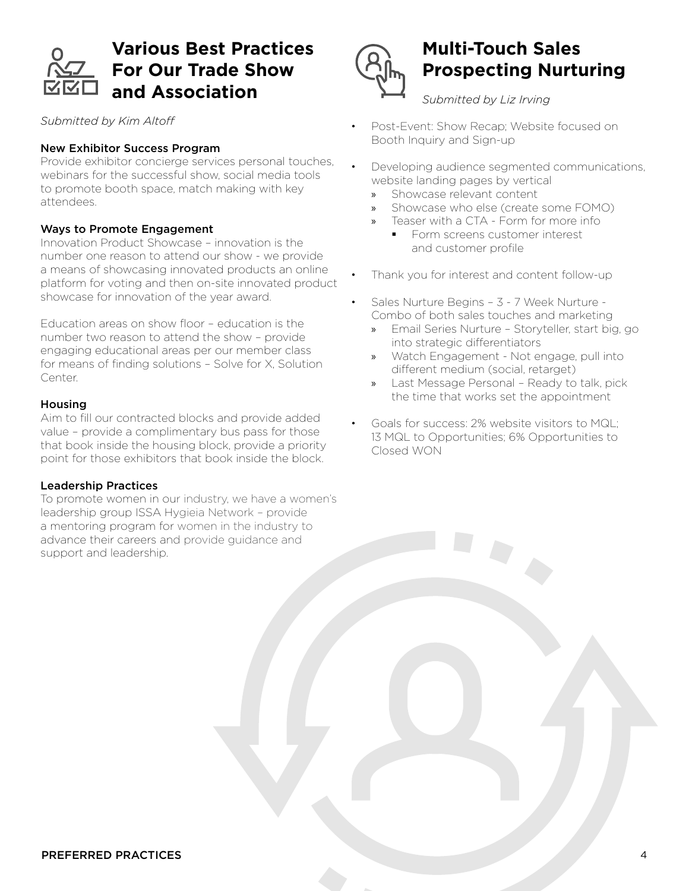## Various Best Practices For Our Trade Show and Association

*Submitted by Kim Altoff*

### New Exhibitor Success Program

Provide exhibitor concierge services personal touches, webinars for the successful show, social media tools to promote booth space, match making with key attendees.

### Ways to Promote Engagement

Innovation Product Showcase – innovation is the number one reason to attend our show - we provide a means of showcasing innovated products an online platform for voting and then on-site innovated product showcase for innovation of the year award.

Education areas on show floor – education is the number two reason to attend the show – provide engaging educational areas per our member class for means of finding solutions – Solve for X, Solution Center.

### Housing

Aim to fill our contracted blocks and provide added value – provide a complimentary bus pass for those that book inside the housing block, provide a priority point for those exhibitors that book inside the block.

### Leadership Practices

To promote women in our industry, we have a women's leadership group ISSA Hygieia Network – provide a mentoring program for women in the industry to advance their careers and provide guidance and support and leadership.

## Multi-Touch Sales Prospecting Nurturing

*Submitted by Liz Irving*

- Post-Event: Show Recap; Website focused on Booth Inquiry and Sign-up
- Developing audience segmented communications, website landing pages by vertical
  - Showcase relevant content
  - Showcase who else (create some FOMO)
  - Teaser with a CTA - Form for more info
    - Form screens customer interest and customer profile
- Thank you for interest and content follow-up
- Sales Nurture Begins – 3 - 7 Week Nurture - Combo of both sales touches and marketing
  - Email Series Nurture – Storyteller, start big, go into strategic differentiators
  - Watch Engagement - Not engage, pull into different medium (social, retarget)
  - Last Message Personal – Ready to talk, pick the time that works set the appointment
- Goals for success: 2% website visitors to MQL; 13 MQL to Opportunities; 6% Opportunities to Closed WON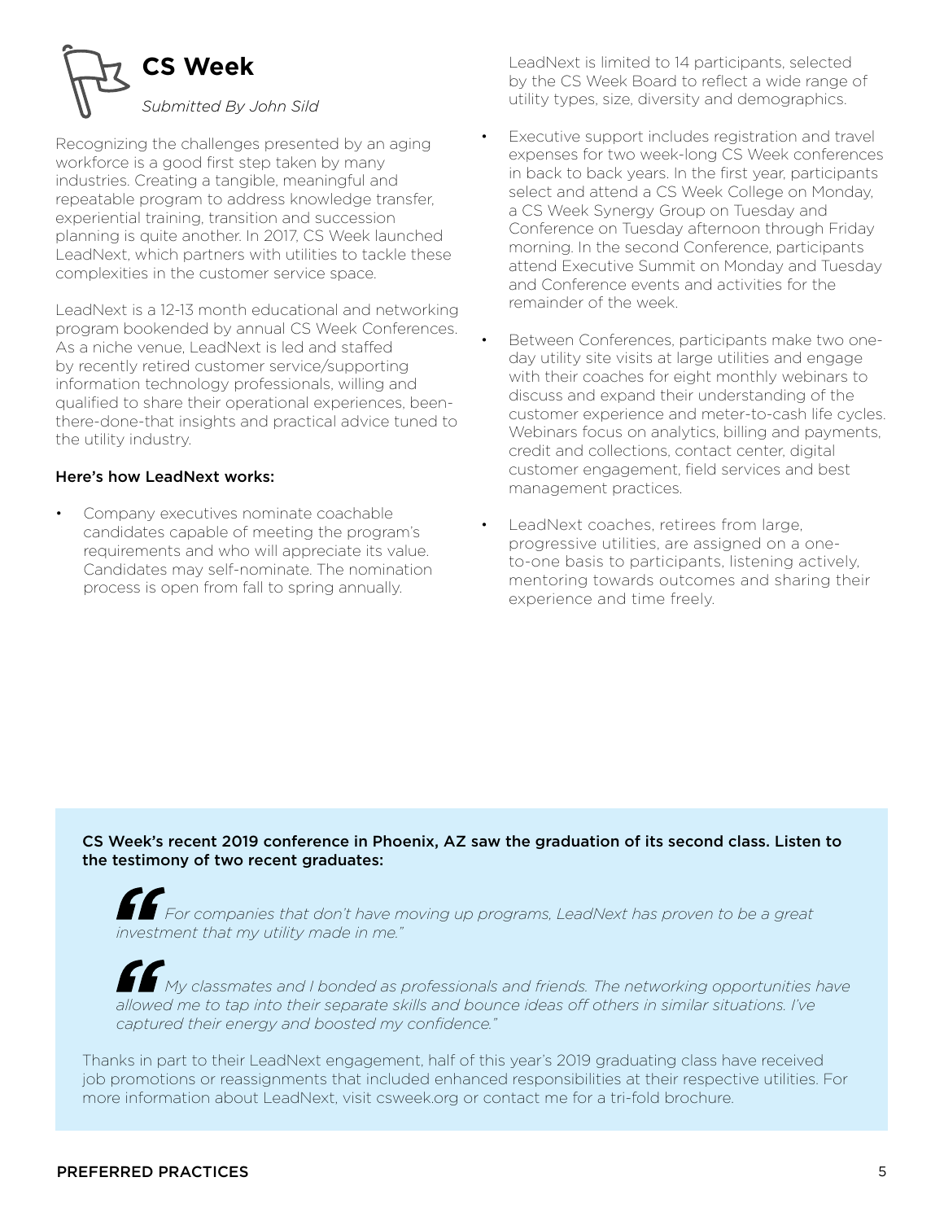## CS Week

*Submitted By John Sild*

Recognizing the challenges presented by an aging workforce is a good first step taken by many industries. Creating a tangible, meaningful and repeatable program to address knowledge transfer, experiential training, transition and succession planning is quite another. In 2017, CS Week launched LeadNext, which partners with utilities to tackle these complexities in the customer service space.

LeadNext is a 12-13 month educational and networking program bookended by annual CS Week Conferences. As a niche venue, LeadNext is led and staffed by recently retired customer service/supporting information technology professionals, willing and qualified to share their operational experiences, been-there-done-that insights and practical advice tuned to the utility industry.

**Here's how LeadNext works:**

- Company executives nominate coachable candidates capable of meeting the program's requirements and who will appreciate its value. Candidates may self-nominate. The nomination process is open from fall to spring annually.

  LeadNext is limited to 14 participants, selected by the CS Week Board to reflect a wide range of utility types, size, diversity and demographics.

- Executive support includes registration and travel expenses for two week-long CS Week conferences in back to back years. In the first year, participants select and attend a CS Week College on Monday, a CS Week Synergy Group on Tuesday and Conference on Tuesday afternoon through Friday morning. In the second Conference, participants attend Executive Summit on Monday and Tuesday and Conference events and activities for the remainder of the week.

- Between Conferences, participants make two one-day utility site visits at large utilities and engage with their coaches for eight monthly webinars to discuss and expand their understanding of the customer experience and meter-to-cash life cycles. Webinars focus on analytics, billing and payments, credit and collections, contact center, digital customer engagement, field services and best management practices.

- LeadNext coaches, retirees from large, progressive utilities, are assigned on a one-to-one basis to participants, listening actively, mentoring towards outcomes and sharing their experience and time freely.

**CS Week's recent 2019 conference in Phoenix, AZ saw the graduation of its second class. Listen to the testimony of two recent graduates:**

> *"For companies that don't have moving up programs, LeadNext has proven to be a great investment that my utility made in me."*

> *"My classmates and I bonded as professionals and friends. The networking opportunities have allowed me to tap into their separate skills and bounce ideas off others in similar situations. I've captured their energy and boosted my confidence."*

Thanks in part to their LeadNext engagement, half of this year's 2019 graduating class have received job promotions or reassignments that included enhanced responsibilities at their respective utilities. For more information about LeadNext, visit csweek.org or contact me for a tri-fold brochure.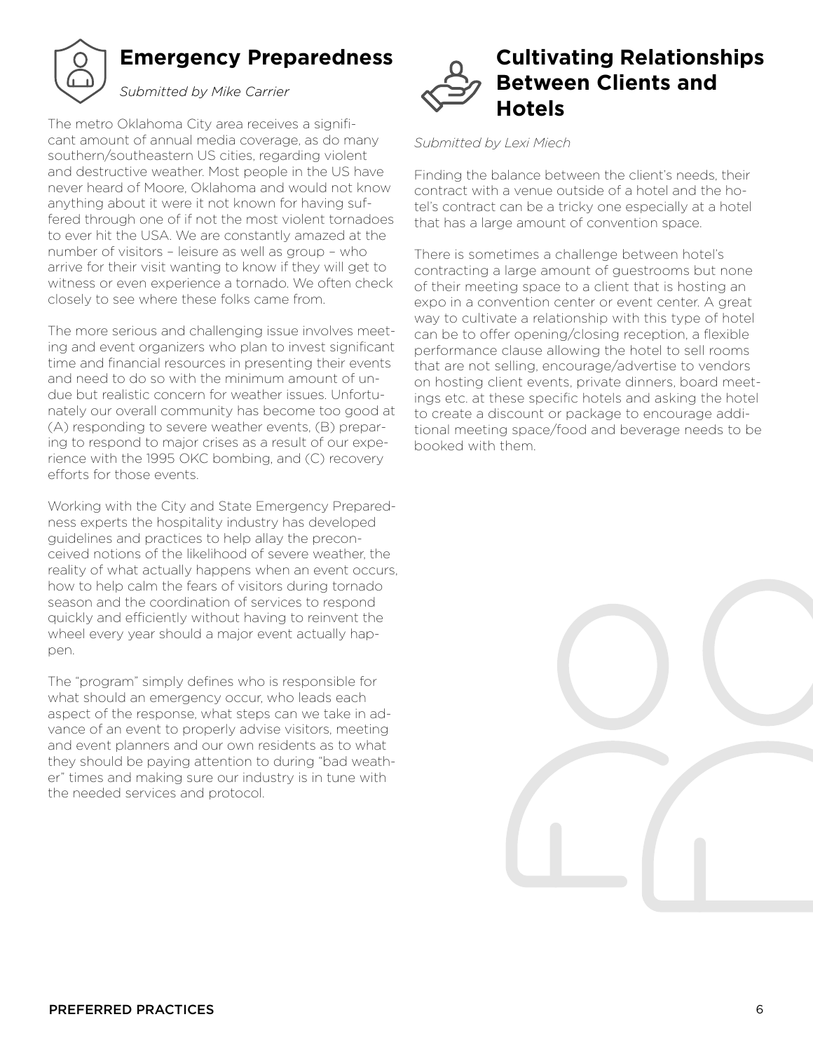## Emergency Preparedness

*Submitted by Mike Carrier*

The metro Oklahoma City area receives a significant amount of annual media coverage, as do many southern/southeastern US cities, regarding violent and destructive weather. Most people in the US have never heard of Moore, Oklahoma and would not know anything about it were it not known for having suffered through one of if not the most violent tornadoes to ever hit the USA. We are constantly amazed at the number of visitors – leisure as well as group – who arrive for their visit wanting to know if they will get to witness or even experience a tornado. We often check closely to see where these folks came from.

The more serious and challenging issue involves meeting and event organizers who plan to invest significant time and financial resources in presenting their events and need to do so with the minimum amount of undue but realistic concern for weather issues. Unfortunately our overall community has become too good at (A) responding to severe weather events, (B) preparing to respond to major crises as a result of our experience with the 1995 OKC bombing, and (C) recovery efforts for those events.

Working with the City and State Emergency Preparedness experts the hospitality industry has developed guidelines and practices to help allay the preconceived notions of the likelihood of severe weather, the reality of what actually happens when an event occurs, how to help calm the fears of visitors during tornado season and the coordination of services to respond quickly and efficiently without having to reinvent the wheel every year should a major event actually happen.

The "program" simply defines who is responsible for what should an emergency occur, who leads each aspect of the response, what steps can we take in advance of an event to properly advise visitors, meeting and event planners and our own residents as to what they should be paying attention to during "bad weather" times and making sure our industry is in tune with the needed services and protocol.

## Cultivating Relationships Between Clients and Hotels

*Submitted by Lexi Miech*

Finding the balance between the client's needs, their contract with a venue outside of a hotel and the hotel's contract can be a tricky one especially at a hotel that has a large amount of convention space.

There is sometimes a challenge between hotel's contracting a large amount of guestrooms but none of their meeting space to a client that is hosting an expo in a convention center or event center. A great way to cultivate a relationship with this type of hotel can be to offer opening/closing reception, a flexible performance clause allowing the hotel to sell rooms that are not selling, encourage/advertise to vendors on hosting client events, private dinners, board meetings etc. at these specific hotels and asking the hotel to create a discount or package to encourage additional meeting space/food and beverage needs to be booked with them.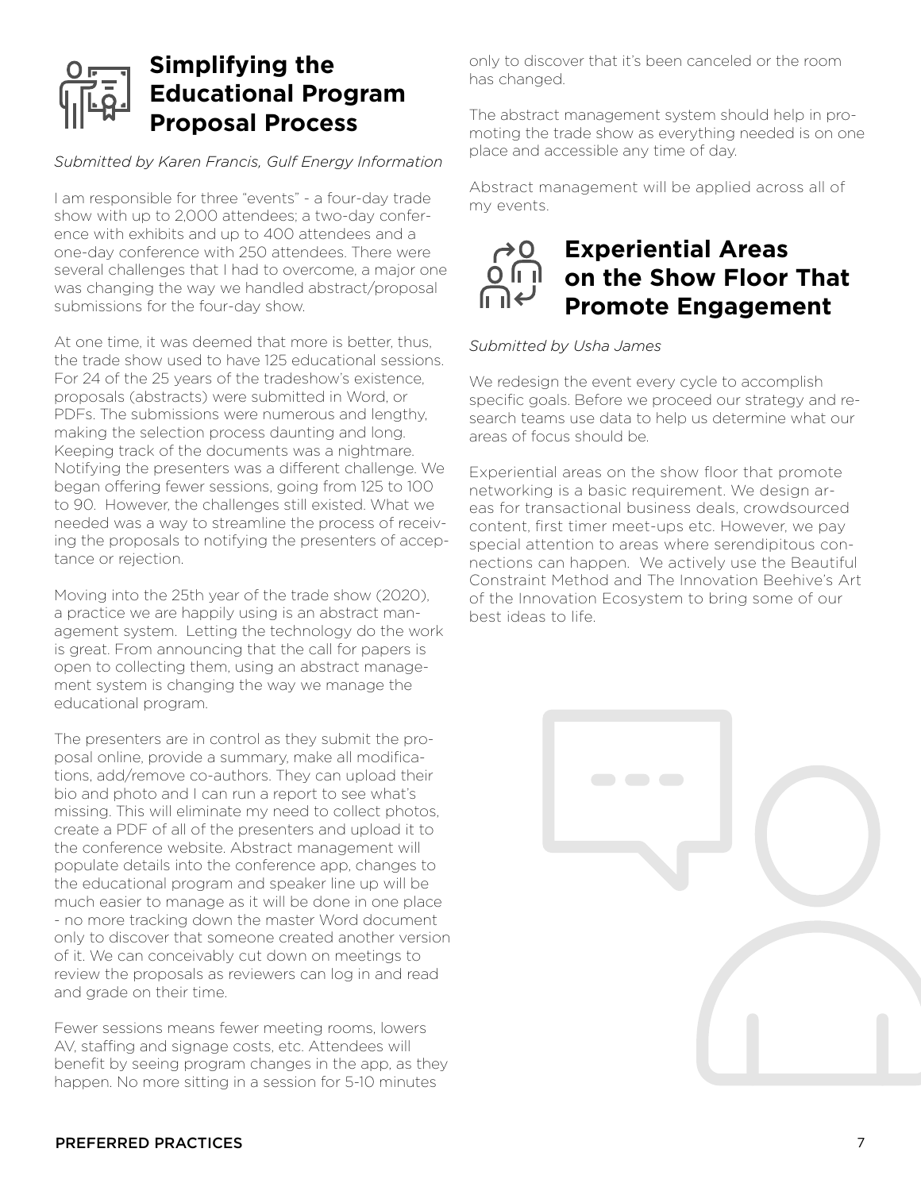## Simplifying the Educational Program Proposal Process

*Submitted by Karen Francis, Gulf Energy Information*

I am responsible for three "events" - a four-day trade show with up to 2,000 attendees; a two-day conference with exhibits and up to 400 attendees and a one-day conference with 250 attendees. There were several challenges that I had to overcome, a major one was changing the way we handled abstract/proposal submissions for the four-day show.

At one time, it was deemed that more is better, thus, the trade show used to have 125 educational sessions. For 24 of the 25 years of the tradeshow's existence, proposals (abstracts) were submitted in Word, or PDFs. The submissions were numerous and lengthy, making the selection process daunting and long. Keeping track of the documents was a nightmare. Notifying the presenters was a different challenge. We began offering fewer sessions, going from 125 to 100 to 90. However, the challenges still existed. What we needed was a way to streamline the process of receiving the proposals to notifying the presenters of acceptance or rejection.

Moving into the 25th year of the trade show (2020), a practice we are happily using is an abstract management system. Letting the technology do the work is great. From announcing that the call for papers is open to collecting them, using an abstract management system is changing the way we manage the educational program.

The presenters are in control as they submit the proposal online, provide a summary, make all modifications, add/remove co-authors. They can upload their bio and photo and I can run a report to see what's missing. This will eliminate my need to collect photos, create a PDF of all of the presenters and upload it to the conference website. Abstract management will populate details into the conference app, changes to the educational program and speaker line up will be much easier to manage as it will be done in one place - no more tracking down the master Word document only to discover that someone created another version of it. We can conceivably cut down on meetings to review the proposals as reviewers can log in and read and grade on their time.

Fewer sessions means fewer meeting rooms, lowers AV, staffing and signage costs, etc. Attendees will benefit by seeing program changes in the app, as they happen. No more sitting in a session for 5-10 minutes only to discover that it's been canceled or the room has changed.

The abstract management system should help in promoting the trade show as everything needed is on one place and accessible any time of day.

Abstract management will be applied across all of my events.

## Experiential Areas on the Show Floor That Promote Engagement

*Submitted by Usha James*

We redesign the event every cycle to accomplish specific goals. Before we proceed our strategy and research teams use data to help us determine what our areas of focus should be.

Experiential areas on the show floor that promote networking is a basic requirement. We design areas for transactional business deals, crowdsourced content, first timer meet-ups etc. However, we pay special attention to areas where serendipitous connections can happen. We actively use the Beautiful Constraint Method and The Innovation Beehive's Art of the Innovation Ecosystem to bring some of our best ideas to life.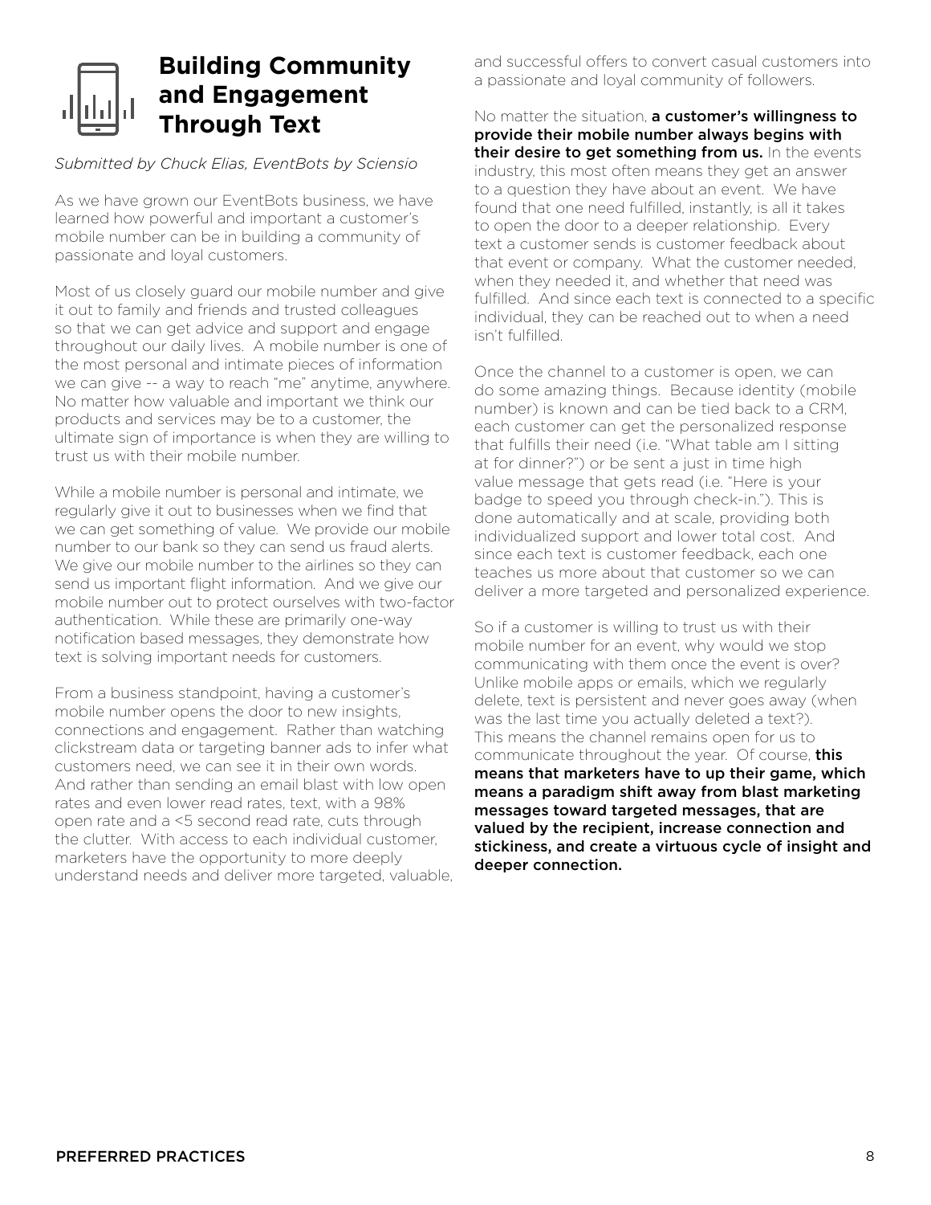# Building Community and Engagement Through Text

*Submitted by Chuck Elias, EventBots by Sciensio*

As we have grown our EventBots business, we have learned how powerful and important a customer's mobile number can be in building a community of passionate and loyal customers.

Most of us closely guard our mobile number and give it out to family and friends and trusted colleagues so that we can get advice and support and engage throughout our daily lives. A mobile number is one of the most personal and intimate pieces of information we can give -- a way to reach "me" anytime, anywhere. No matter how valuable and important we think our products and services may be to a customer, the ultimate sign of importance is when they are willing to trust us with their mobile number.

While a mobile number is personal and intimate, we regularly give it out to businesses when we find that we can get something of value. We provide our mobile number to our bank so they can send us fraud alerts. We give our mobile number to the airlines so they can send us important flight information. And we give our mobile number out to protect ourselves with two-factor authentication. While these are primarily one-way notification based messages, they demonstrate how text is solving important needs for customers.

From a business standpoint, having a customer's mobile number opens the door to new insights, connections and engagement. Rather than watching clickstream data or targeting banner ads to infer what customers need, we can see it in their own words. And rather than sending an email blast with low open rates and even lower read rates, text, with a 98% open rate and a <5 second read rate, cuts through the clutter. With access to each individual customer, marketers have the opportunity to more deeply understand needs and deliver more targeted, valuable, and successful offers to convert casual customers into a passionate and loyal community of followers.

No matter the situation, **a customer's willingness to provide their mobile number always begins with their desire to get something from us.** In the events industry, this most often means they get an answer to a question they have about an event. We have found that one need fulfilled, instantly, is all it takes to open the door to a deeper relationship. Every text a customer sends is customer feedback about that event or company. What the customer needed, when they needed it, and whether that need was fulfilled. And since each text is connected to a specific individual, they can be reached out to when a need isn't fulfilled.

Once the channel to a customer is open, we can do some amazing things. Because identity (mobile number) is known and can be tied back to a CRM, each customer can get the personalized response that fulfills their need (i.e. "What table am I sitting at for dinner?") or be sent a just in time high value message that gets read (i.e. "Here is your badge to speed you through check-in."). This is done automatically and at scale, providing both individualized support and lower total cost. And since each text is customer feedback, each one teaches us more about that customer so we can deliver a more targeted and personalized experience.

So if a customer is willing to trust us with their mobile number for an event, why would we stop communicating with them once the event is over? Unlike mobile apps or emails, which we regularly delete, text is persistent and never goes away (when was the last time you actually deleted a text?). This means the channel remains open for us to communicate throughout the year. Of course, **this means that marketers have to up their game, which means a paradigm shift away from blast marketing messages toward targeted messages, that are valued by the recipient, increase connection and stickiness, and create a virtuous cycle of insight and deeper connection.**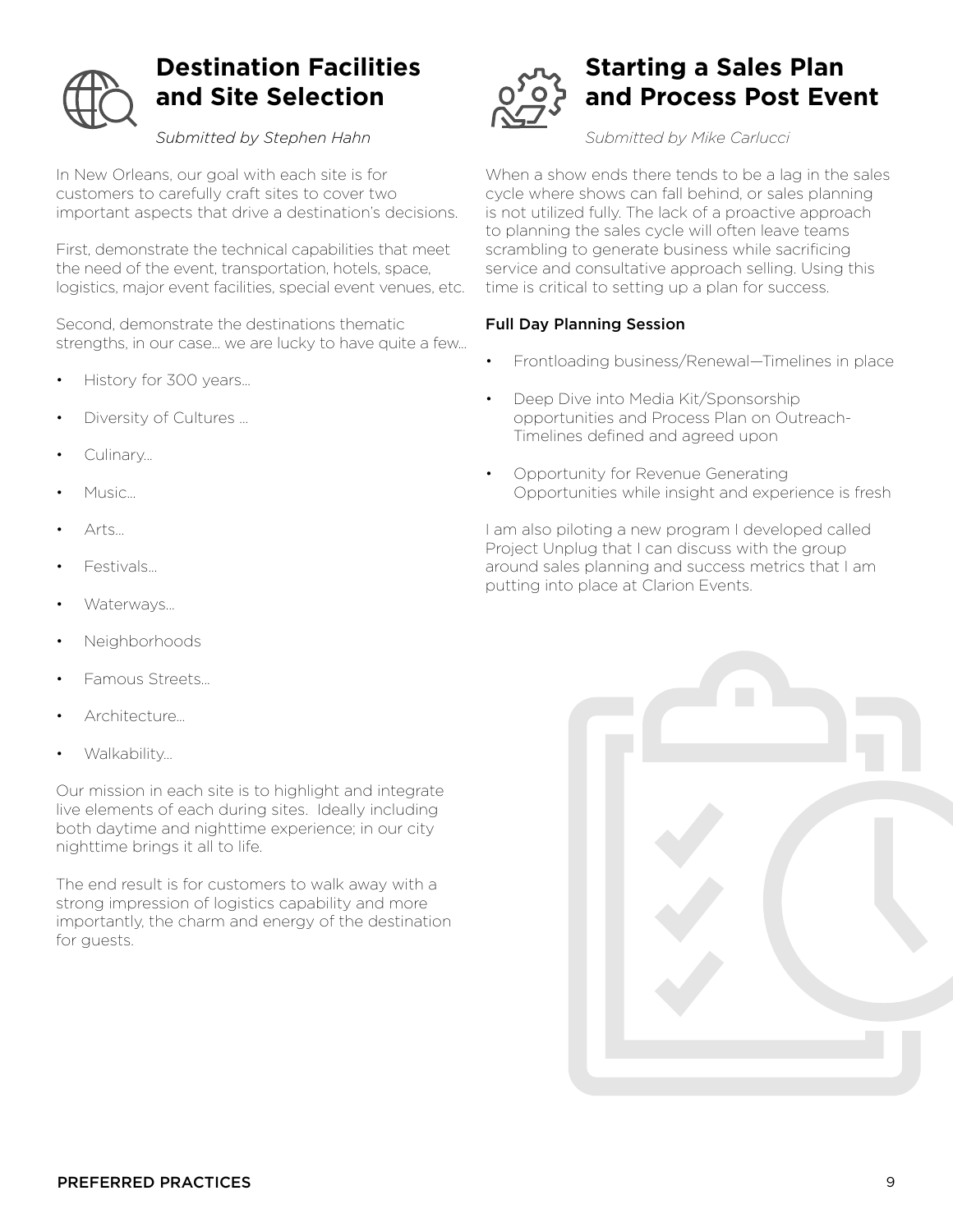## Destination Facilities and Site Selection

*Submitted by Stephen Hahn*

In New Orleans, our goal with each site is for customers to carefully craft sites to cover two important aspects that drive a destination's decisions.

First, demonstrate the technical capabilities that meet the need of the event, transportation, hotels, space, logistics, major event facilities, special event venues, etc.

Second, demonstrate the destinations thematic strengths, in our case… we are lucky to have quite a few…

- History for 300 years…
- Diversity of Cultures …
- Culinary…
- Music…
- Arts…
- Festivals…
- Waterways…
- Neighborhoods
- Famous Streets…
- Architecture…
- Walkability…

Our mission in each site is to highlight and integrate live elements of each during sites. Ideally including both daytime and nighttime experience; in our city nighttime brings it all to life.

The end result is for customers to walk away with a strong impression of logistics capability and more importantly, the charm and energy of the destination for guests.

## Starting a Sales Plan and Process Post Event

*Submitted by Mike Carlucci*

When a show ends there tends to be a lag in the sales cycle where shows can fall behind, or sales planning is not utilized fully. The lack of a proactive approach to planning the sales cycle will often leave teams scrambling to generate business while sacrificing service and consultative approach selling. Using this time is critical to setting up a plan for success.

**Full Day Planning Session**

- Frontloading business/Renewal—Timelines in place
- Deep Dive into Media Kit/Sponsorship opportunities and Process Plan on Outreach- Timelines defined and agreed upon
- Opportunity for Revenue Generating Opportunities while insight and experience is fresh

I am also piloting a new program I developed called Project Unplug that I can discuss with the group around sales planning and success metrics that I am putting into place at Clarion Events.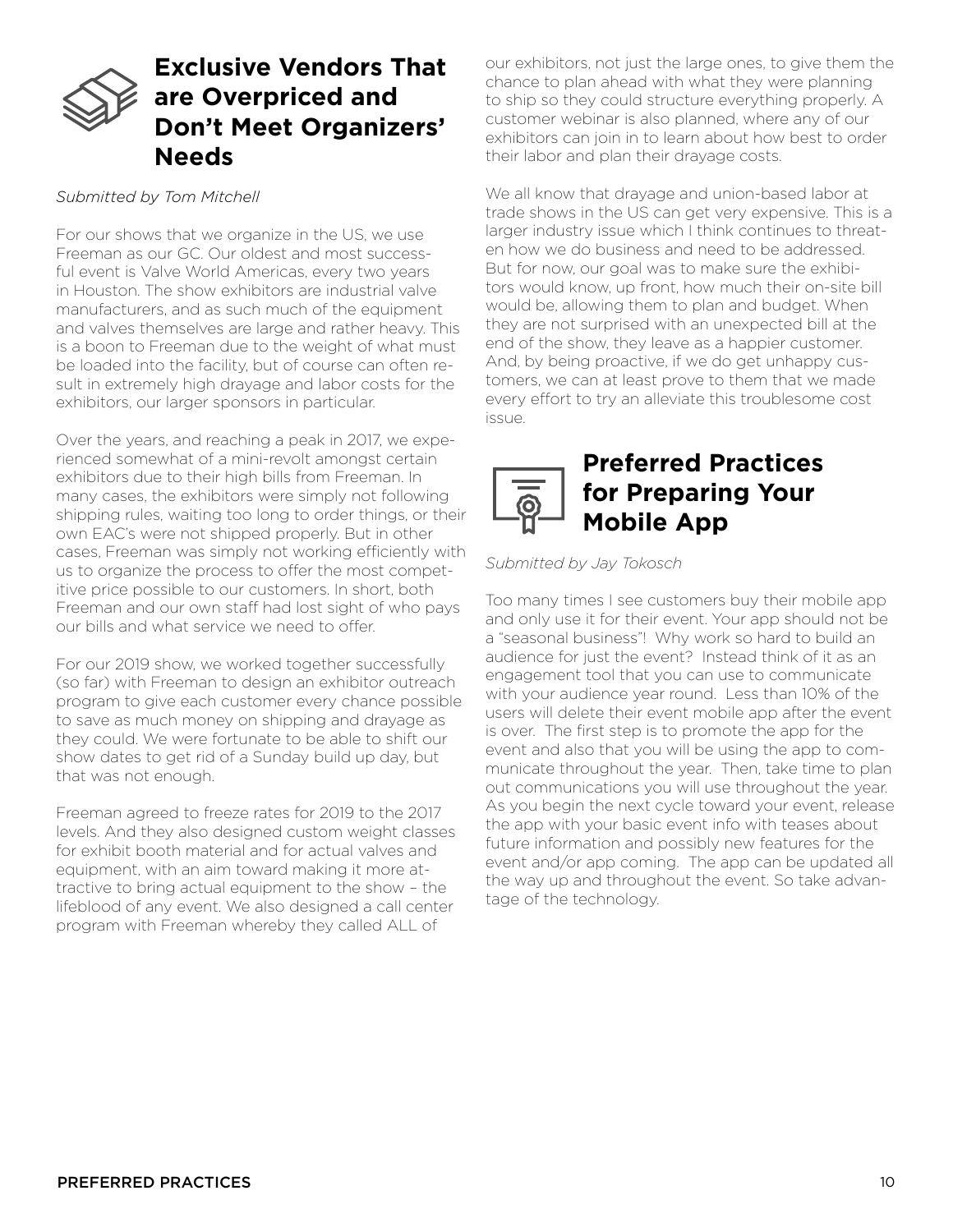## Exclusive Vendors That are Overpriced and Don't Meet Organizers' Needs

*Submitted by Tom Mitchell*

For our shows that we organize in the US, we use Freeman as our GC. Our oldest and most successful event is Valve World Americas, every two years in Houston. The show exhibitors are industrial valve manufacturers, and as such much of the equipment and valves themselves are large and rather heavy. This is a boon to Freeman due to the weight of what must be loaded into the facility, but of course can often result in extremely high drayage and labor costs for the exhibitors, our larger sponsors in particular.

Over the years, and reaching a peak in 2017, we experienced somewhat of a mini-revolt amongst certain exhibitors due to their high bills from Freeman. In many cases, the exhibitors were simply not following shipping rules, waiting too long to order things, or their own EAC's were not shipped properly. But in other cases, Freeman was simply not working efficiently with us to organize the process to offer the most competitive price possible to our customers. In short, both Freeman and our own staff had lost sight of who pays our bills and what service we need to offer.

For our 2019 show, we worked together successfully (so far) with Freeman to design an exhibitor outreach program to give each customer every chance possible to save as much money on shipping and drayage as they could. We were fortunate to be able to shift our show dates to get rid of a Sunday build up day, but that was not enough.

Freeman agreed to freeze rates for 2019 to the 2017 levels. And they also designed custom weight classes for exhibit booth material and for actual valves and equipment, with an aim toward making it more attractive to bring actual equipment to the show – the lifeblood of any event. We also designed a call center program with Freeman whereby they called ALL of our exhibitors, not just the large ones, to give them the chance to plan ahead with what they were planning to ship so they could structure everything properly. A customer webinar is also planned, where any of our exhibitors can join in to learn about how best to order their labor and plan their drayage costs.

We all know that drayage and union-based labor at trade shows in the US can get very expensive. This is a larger industry issue which I think continues to threaten how we do business and need to be addressed. But for now, our goal was to make sure the exhibitors would know, up front, how much their on-site bill would be, allowing them to plan and budget. When they are not surprised with an unexpected bill at the end of the show, they leave as a happier customer. And, by being proactive, if we do get unhappy customers, we can at least prove to them that we made every effort to try an alleviate this troublesome cost issue.

## Preferred Practices for Preparing Your Mobile App

*Submitted by Jay Tokosch*

Too many times I see customers buy their mobile app and only use it for their event. Your app should not be a "seasonal business"! Why work so hard to build an audience for just the event? Instead think of it as an engagement tool that you can use to communicate with your audience year round. Less than 10% of the users will delete their event mobile app after the event is over. The first step is to promote the app for the event and also that you will be using the app to communicate throughout the year. Then, take time to plan out communications you will use throughout the year. As you begin the next cycle toward your event, release the app with your basic event info with teases about future information and possibly new features for the event and/or app coming. The app can be updated all the way up and throughout the event. So take advantage of the technology.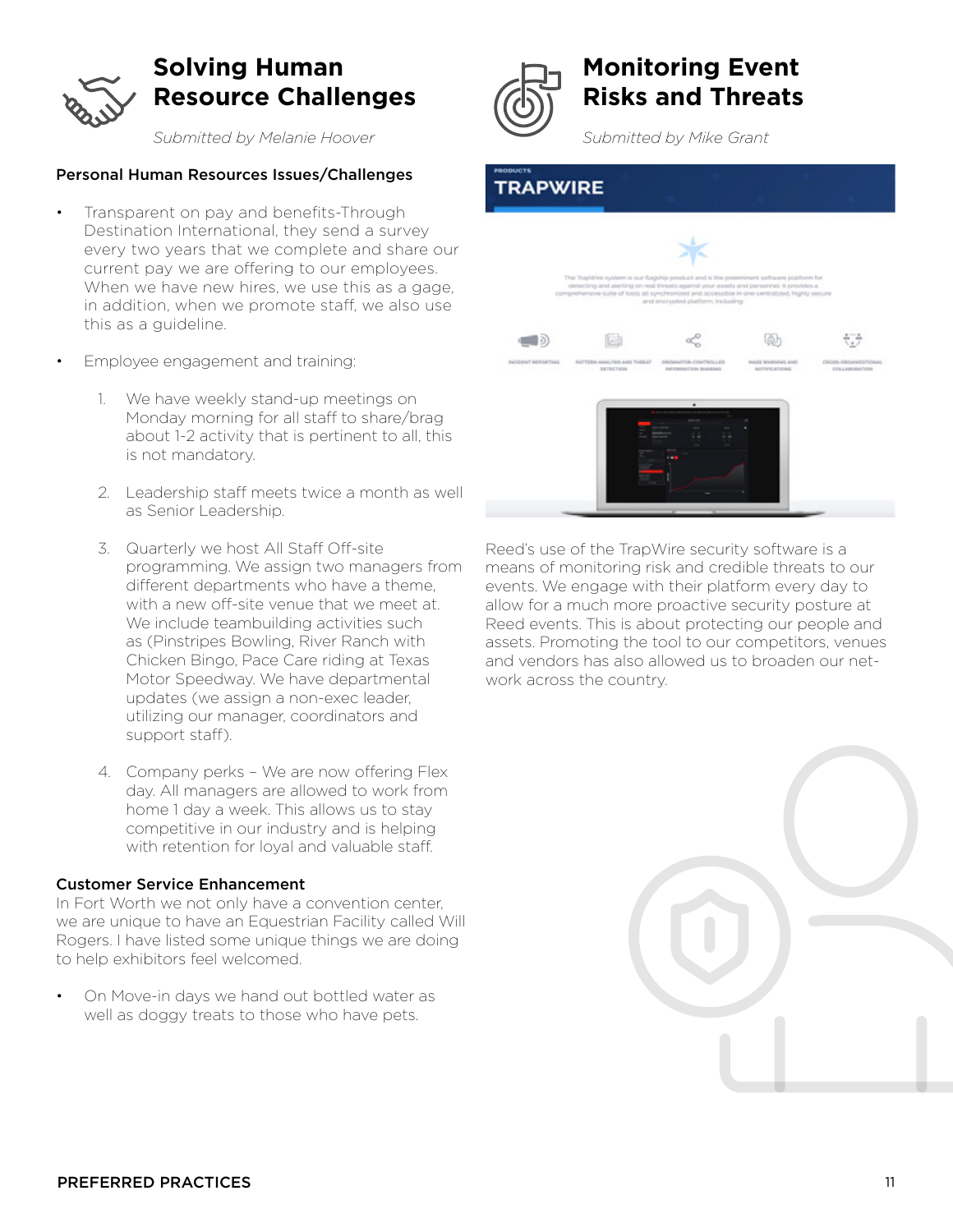# Solving Human Resource Challenges

*Submitted by Melanie Hoover*

### Personal Human Resources Issues/Challenges

- Transparent on pay and benefits-Through Destination International, they send a survey every two years that we complete and share our current pay we are offering to our employees. When we have new hires, we use this as a gage, in addition, when we promote staff, we also use this as a guideline.

- Employee engagement and training:

    1. We have weekly stand-up meetings on Monday morning for all staff to share/brag about 1-2 activity that is pertinent to all, this is not mandatory.

    2. Leadership staff meets twice a month as well as Senior Leadership.

    3. Quarterly we host All Staff Off-site programming. We assign two managers from different departments who have a theme, with a new off-site venue that we meet at. We include teambuilding activities such as (Pinstripes Bowling, River Ranch with Chicken Bingo, Pace Care riding at Texas Motor Speedway. We have departmental updates (we assign a non-exec leader, utilizing our manager, coordinators and support staff).

    4. Company perks – We are now offering Flex day. All managers are allowed to work from home 1 day a week. This allows us to stay competitive in our industry and is helping with retention for loyal and valuable staff.

### Customer Service Enhancement

In Fort Worth we not only have a convention center, we are unique to have an Equestrian Facility called Will Rogers. I have listed some unique things we are doing to help exhibitors feel welcomed.

- On Move-in days we hand out bottled water as well as doggy treats to those who have pets.

# Monitoring Event Risks and Threats

*Submitted by Mike Grant*

Reed's use of the TrapWire security software is a means of monitoring risk and credible threats to our events. We engage with their platform every day to allow for a much more proactive security posture at Reed events. This is about protecting our people and assets. Promoting the tool to our competitors, venues and vendors has also allowed us to broaden our network across the country.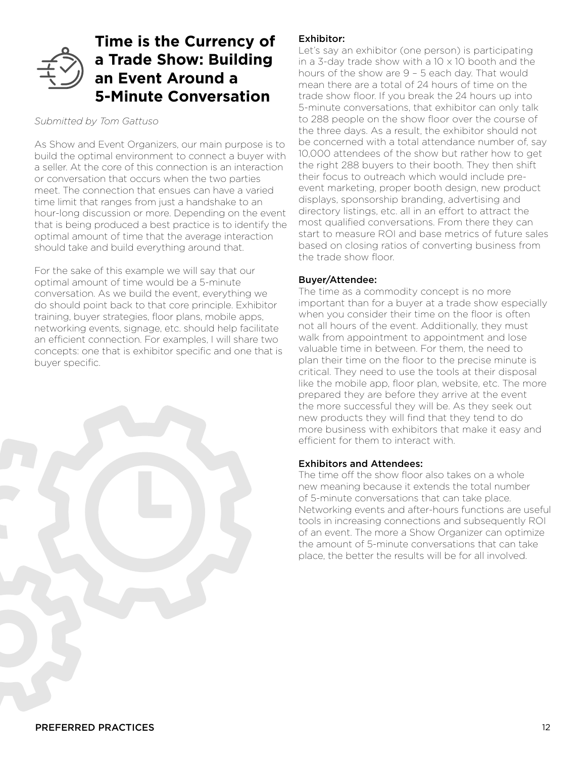# Time is the Currency of a Trade Show: Building an Event Around a 5-Minute Conversation

*Submitted by Tom Gattuso*

As Show and Event Organizers, our main purpose is to build the optimal environment to connect a buyer with a seller. At the core of this connection is an interaction or conversation that occurs when the two parties meet. The connection that ensues can have a varied time limit that ranges from just a handshake to an hour-long discussion or more. Depending on the event that is being produced a best practice is to identify the optimal amount of time that the average interaction should take and build everything around that.

For the sake of this example we will say that our optimal amount of time would be a 5-minute conversation. As we build the event, everything we do should point back to that core principle. Exhibitor training, buyer strategies, floor plans, mobile apps, networking events, signage, etc. should help facilitate an efficient connection. For examples, I will share two concepts: one that is exhibitor specific and one that is buyer specific.

### Exhibitor:

Let's say an exhibitor (one person) is participating in a 3-day trade show with a 10 x 10 booth and the hours of the show are 9 – 5 each day. That would mean there are a total of 24 hours of time on the trade show floor. If you break the 24 hours up into 5-minute conversations, that exhibitor can only talk to 288 people on the show floor over the course of the three days. As a result, the exhibitor should not be concerned with a total attendance number of, say 10,000 attendees of the show but rather how to get the right 288 buyers to their booth. They then shift their focus to outreach which would include pre-event marketing, proper booth design, new product displays, sponsorship branding, advertising and directory listings, etc. all in an effort to attract the most qualified conversations. From there they can start to measure ROI and base metrics of future sales based on closing ratios of converting business from the trade show floor.

### Buyer/Attendee:

The time as a commodity concept is no more important than for a buyer at a trade show especially when you consider their time on the floor is often not all hours of the event. Additionally, they must walk from appointment to appointment and lose valuable time in between. For them, the need to plan their time on the floor to the precise minute is critical. They need to use the tools at their disposal like the mobile app, floor plan, website, etc. The more prepared they are before they arrive at the event the more successful they will be. As they seek out new products they will find that they tend to do more business with exhibitors that make it easy and efficient for them to interact with.

### Exhibitors and Attendees:

The time off the show floor also takes on a whole new meaning because it extends the total number of 5-minute conversations that can take place. Networking events and after-hours functions are useful tools in increasing connections and subsequently ROI of an event. The more a Show Organizer can optimize the amount of 5-minute conversations that can take place, the better the results will be for all involved.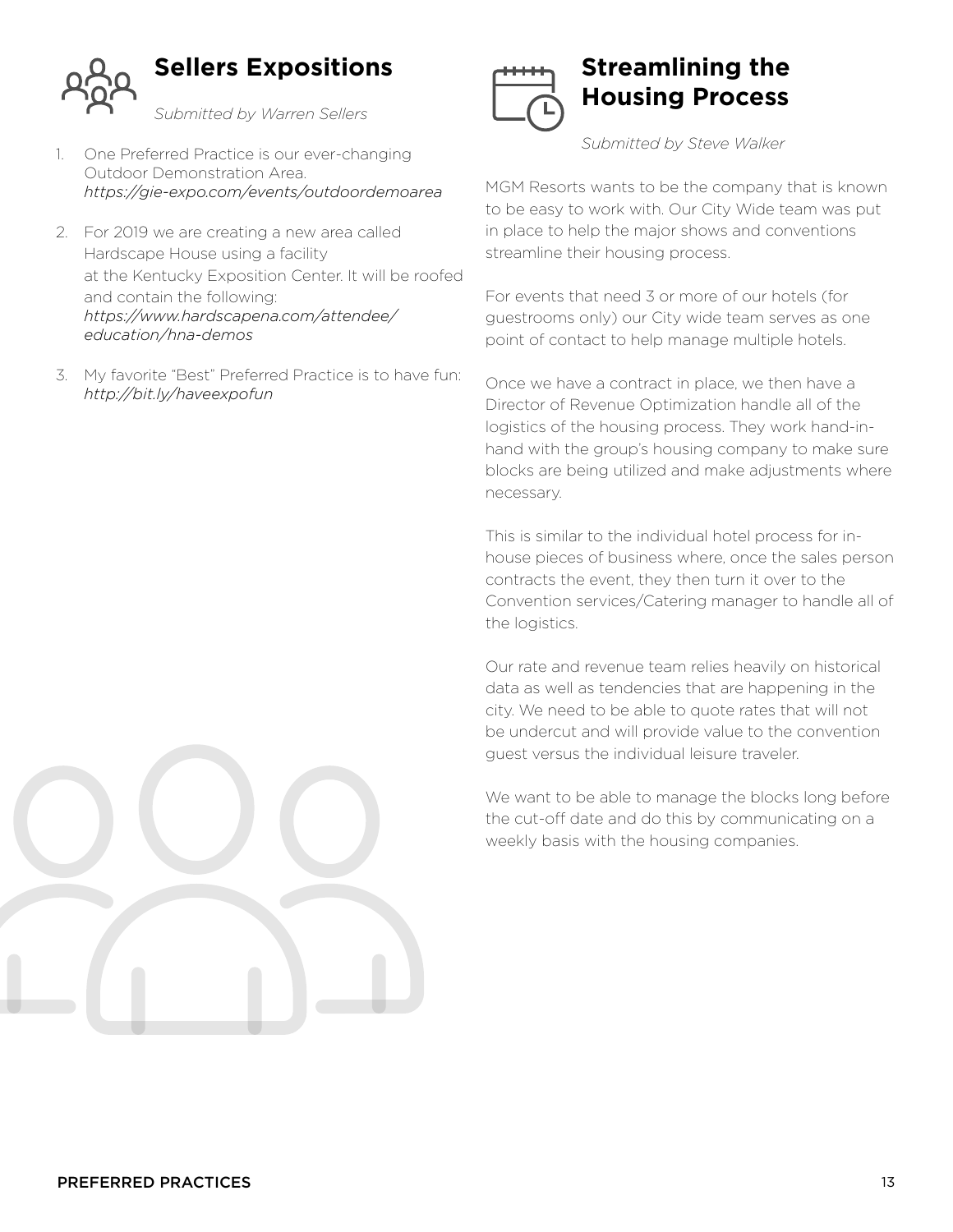## Sellers Expositions

*Submitted by Warren Sellers*

1. One Preferred Practice is our ever-changing Outdoor Demonstration Area. *https://gie-expo.com/events/outdoordemoarea*
2. For 2019 we are creating a new area called Hardscape House using a facility at the Kentucky Exposition Center. It will be roofed and contain the following: *https://www.hardscapena.com/attendee/education/hna-demos*
3. My favorite "Best" Preferred Practice is to have fun: *http://bit.ly/haveexpofun*

## Streamlining the Housing Process

*Submitted by Steve Walker*

MGM Resorts wants to be the company that is known to be easy to work with. Our City Wide team was put in place to help the major shows and conventions streamline their housing process.

For events that need 3 or more of our hotels (for guestrooms only) our City wide team serves as one point of contact to help manage multiple hotels.

Once we have a contract in place, we then have a Director of Revenue Optimization handle all of the logistics of the housing process. They work hand-in-hand with the group's housing company to make sure blocks are being utilized and make adjustments where necessary.

This is similar to the individual hotel process for in-house pieces of business where, once the sales person contracts the event, they then turn it over to the Convention services/Catering manager to handle all of the logistics.

Our rate and revenue team relies heavily on historical data as well as tendencies that are happening in the city. We need to be able to quote rates that will not be undercut and will provide value to the convention guest versus the individual leisure traveler.

We want to be able to manage the blocks long before the cut-off date and do this by communicating on a weekly basis with the housing companies.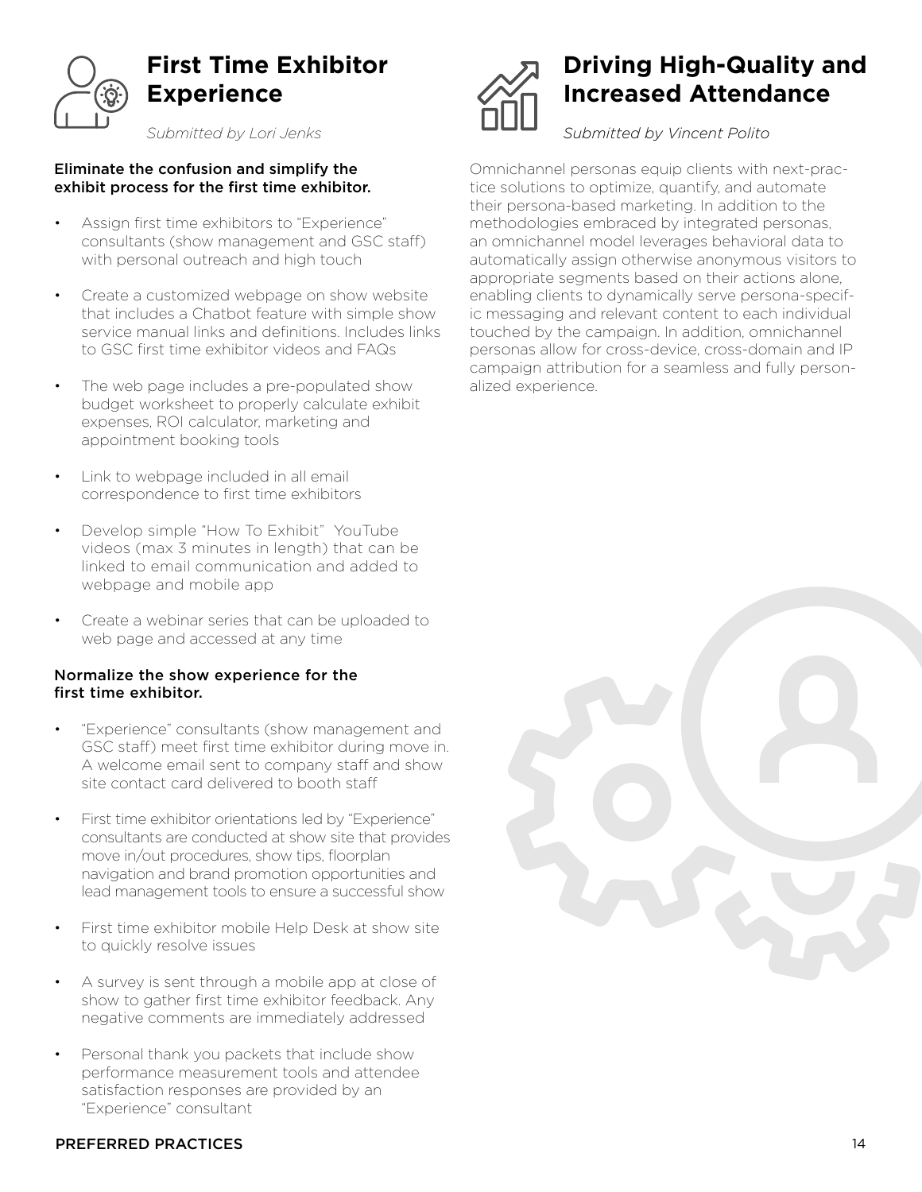## First Time Exhibitor Experience

*Submitted by Lori Jenks*

**Eliminate the confusion and simplify the exhibit process for the first time exhibitor.**

- Assign first time exhibitors to "Experience" consultants (show management and GSC staff) with personal outreach and high touch
- Create a customized webpage on show website that includes a Chatbot feature with simple show service manual links and definitions. Includes links to GSC first time exhibitor videos and FAQs
- The web page includes a pre-populated show budget worksheet to properly calculate exhibit expenses, ROI calculator, marketing and appointment booking tools
- Link to webpage included in all email correspondence to first time exhibitors
- Develop simple "How To Exhibit" YouTube videos (max 3 minutes in length) that can be linked to email communication and added to webpage and mobile app
- Create a webinar series that can be uploaded to web page and accessed at any time

**Normalize the show experience for the first time exhibitor.**

- "Experience" consultants (show management and GSC staff) meet first time exhibitor during move in. A welcome email sent to company staff and show site contact card delivered to booth staff
- First time exhibitor orientations led by "Experience" consultants are conducted at show site that provides move in/out procedures, show tips, floorplan navigation and brand promotion opportunities and lead management tools to ensure a successful show
- First time exhibitor mobile Help Desk at show site to quickly resolve issues
- A survey is sent through a mobile app at close of show to gather first time exhibitor feedback. Any negative comments are immediately addressed
- Personal thank you packets that include show performance measurement tools and attendee satisfaction responses are provided by an "Experience" consultant

## Driving High-Quality and Increased Attendance

*Submitted by Vincent Polito*

Omnichannel personas equip clients with next-practice solutions to optimize, quantify, and automate their persona-based marketing. In addition to the methodologies embraced by integrated personas, an omnichannel model leverages behavioral data to automatically assign otherwise anonymous visitors to appropriate segments based on their actions alone, enabling clients to dynamically serve persona-specific messaging and relevant content to each individual touched by the campaign. In addition, omnichannel personas allow for cross-device, cross-domain and IP campaign attribution for a seamless and fully personalized experience.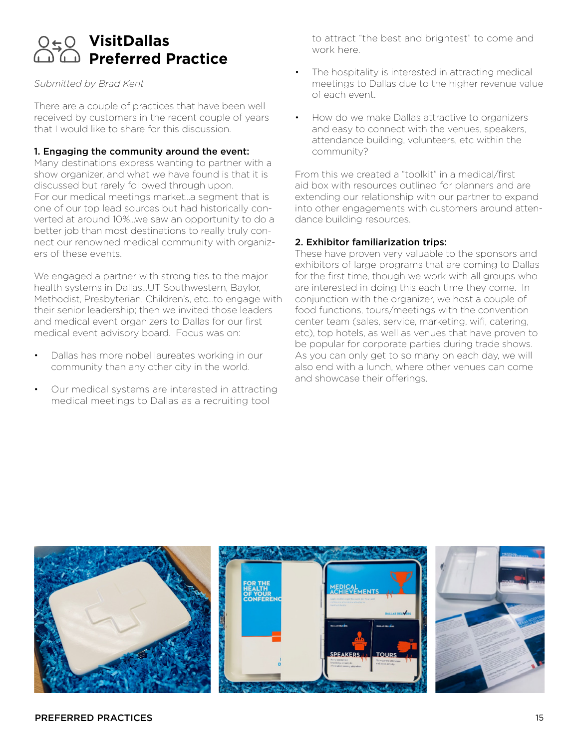# VisitDallas Preferred Practice

*Submitted by Brad Kent*

There are a couple of practices that have been well received by customers in the recent couple of years that I would like to share for this discussion.

**1. Engaging the community around the event:**
Many destinations express wanting to partner with a show organizer, and what we have found is that it is discussed but rarely followed through upon.
For our medical meetings market…a segment that is one of our top lead sources but had historically converted at around 10%…we saw an opportunity to do a better job than most destinations to really truly connect our renowned medical community with organizers of these events.

We engaged a partner with strong ties to the major health systems in Dallas…UT Southwestern, Baylor, Methodist, Presbyterian, Children's, etc…to engage with their senior leadership; then we invited those leaders and medical event organizers to Dallas for our first medical event advisory board. Focus was on:

- Dallas has more nobel laureates working in our community than any other city in the world.
- Our medical systems are interested in attracting medical meetings to Dallas as a recruiting tool to attract "the best and brightest" to come and work here.
- The hospitality is interested in attracting medical meetings to Dallas due to the higher revenue value of each event.
- How do we make Dallas attractive to organizers and easy to connect with the venues, speakers, attendance building, volunteers, etc within the community?

From this we created a "toolkit" in a medical/first aid box with resources outlined for planners and are extending our relationship with our partner to expand into other engagements with customers around attendance building resources.

**2. Exhibitor familiarization trips:**
These have proven very valuable to the sponsors and exhibitors of large programs that are coming to Dallas for the first time, though we work with all groups who are interested in doing this each time they come. In conjunction with the organizer, we host a couple of food functions, tours/meetings with the convention center team (sales, service, marketing, wifi, catering, etc), top hotels, as well as venues that have proven to be popular for corporate parties during trade shows. As you can only get to so many on each day, we will also end with a lunch, where other venues can come and showcase their offerings.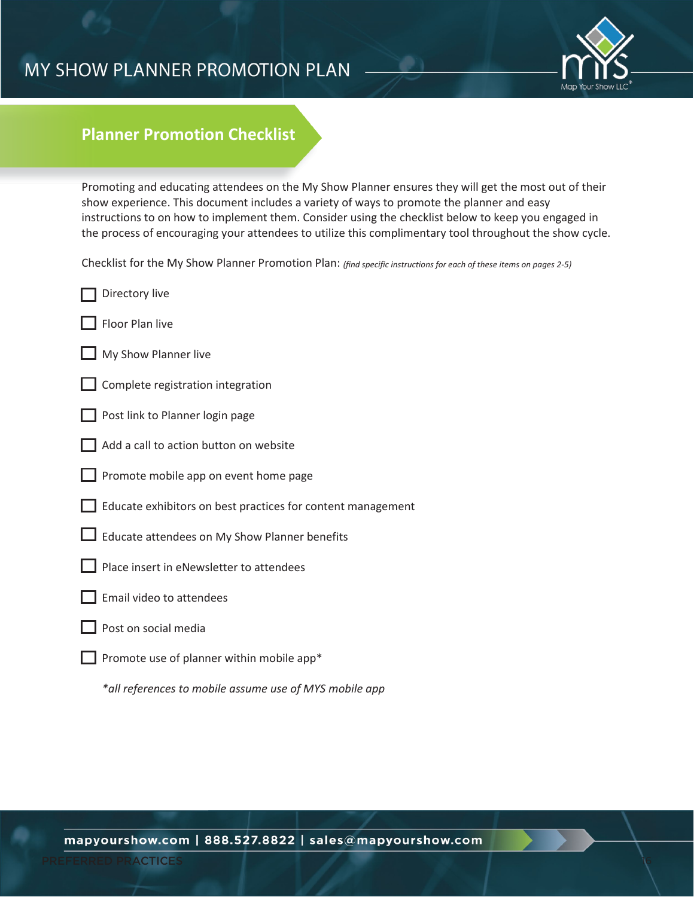## Planner Promotion Checklist

Promoting and educating attendees on the My Show Planner ensures they will get the most out of their show experience. This document includes a variety of ways to promote the planner and easy instructions to on how to implement them. Consider using the checklist below to keep you engaged in the process of encouraging your attendees to utilize this complimentary tool throughout the show cycle.

Checklist for the My Show Planner Promotion Plan: *(find specific instructions for each of these items on pages 2-5)*

- [ ] Directory live
- [ ] Floor Plan live
- [ ] My Show Planner live
- [ ] Complete registration integration
- [ ] Post link to Planner login page
- [ ] Add a call to action button on website
- [ ] Promote mobile app on event home page
- [ ] Educate exhibitors on best practices for content management
- [ ] Educate attendees on My Show Planner benefits
- [ ] Place insert in eNewsletter to attendees
- [ ] Email video to attendees
- [ ] Post on social media
- [ ] Promote use of planner within mobile app*

*\*all references to mobile assume use of MYS mobile app*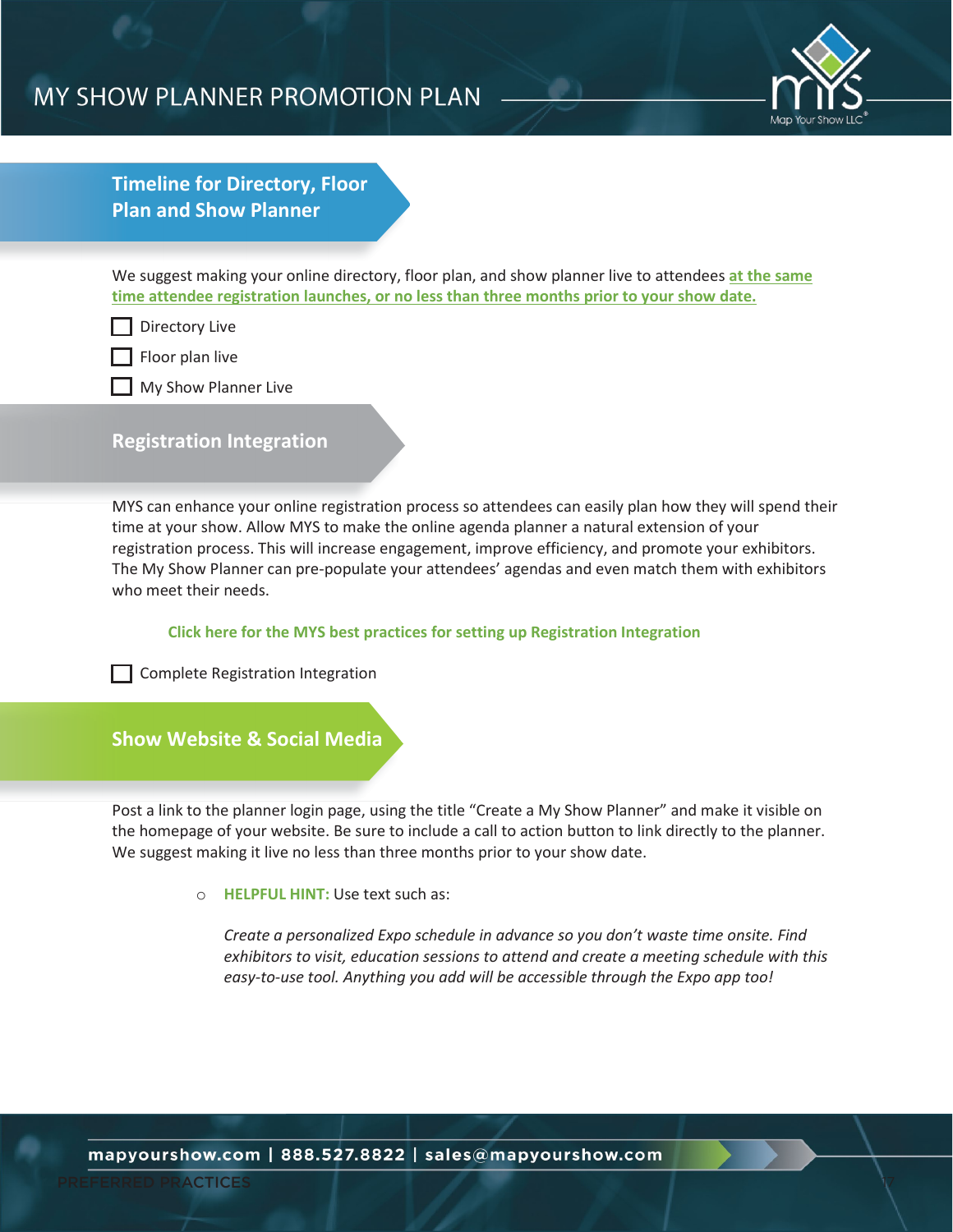# MY SHOW PLANNER PROMOTION PLAN

## Timeline for Directory, Floor Plan and Show Planner

We suggest making your online directory, floor plan, and show planner live to attendees **at the same time attendee registration launches, or no less than three months prior to your show date.**

- [ ] Directory Live
- [ ] Floor plan live
- [ ] My Show Planner Live

## Registration Integration

MYS can enhance your online registration process so attendees can easily plan how they will spend their time at your show. Allow MYS to make the online agenda planner a natural extension of your registration process. This will increase engagement, improve efficiency, and promote your exhibitors. The My Show Planner can pre-populate your attendees' agendas and even match them with exhibitors who meet their needs.

**Click here for the MYS best practices for setting up Registration Integration**

- [ ] Complete Registration Integration

## Show Website & Social Media

Post a link to the planner login page, using the title "Create a My Show Planner" and make it visible on the homepage of your website. Be sure to include a call to action button to link directly to the planner. We suggest making it live no less than three months prior to your show date.

- **HELPFUL HINT:** Use text such as:

  *Create a personalized Expo schedule in advance so you don't waste time onsite. Find exhibitors to visit, education sessions to attend and create a meeting schedule with this easy-to-use tool. Anything you add will be accessible through the Expo app too!*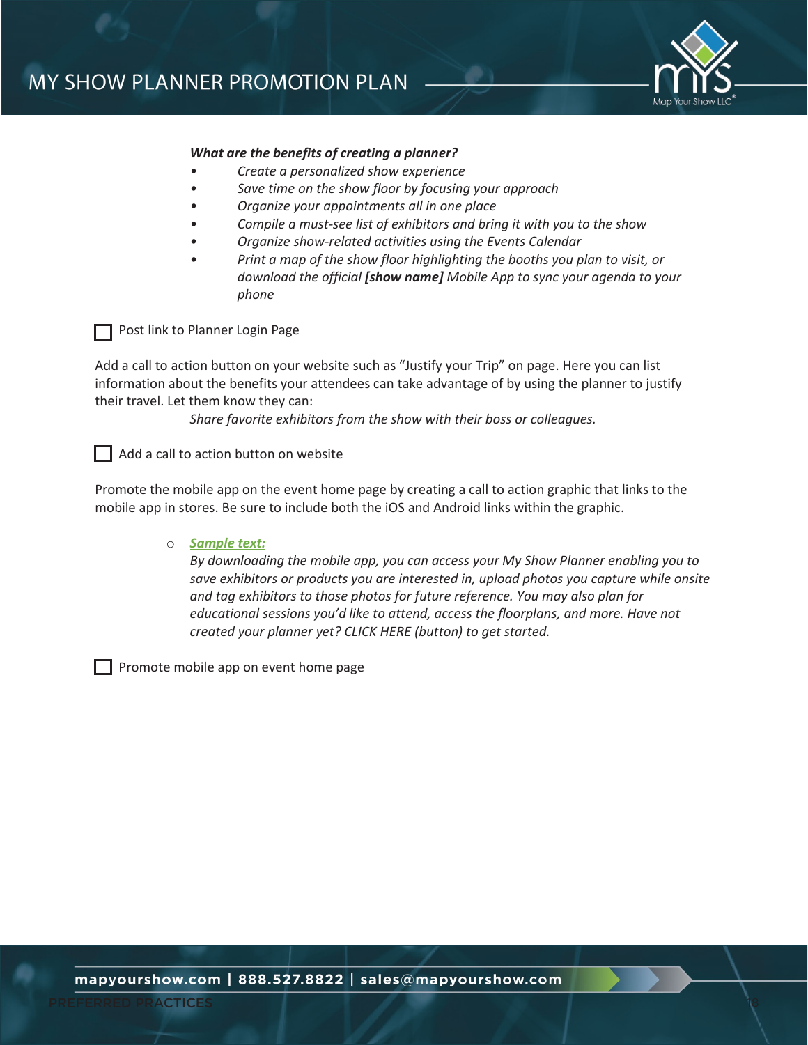***What are the benefits of creating a planner?***

- *Create a personalized show experience*
- *Save time on the show floor by focusing your approach*
- *Organize your appointments all in one place*
- *Compile a must-see list of exhibitors and bring it with you to the show*
- *Organize show-related activities using the Events Calendar*
- *Print a map of the show floor highlighting the booths you plan to visit, or download the official **[show name]** Mobile App to sync your agenda to your phone*

☐ Post link to Planner Login Page

Add a call to action button on your website such as "Justify your Trip" on page. Here you can list information about the benefits your attendees can take advantage of by using the planner to justify their travel. Let them know they can:

*Share favorite exhibitors from the show with their boss or colleagues.*

☐ Add a call to action button on website

Promote the mobile app on the event home page by creating a call to action graphic that links to the mobile app in stores. Be sure to include both the iOS and Android links within the graphic.

- ***Sample text:***
  *By downloading the mobile app, you can access your My Show Planner enabling you to save exhibitors or products you are interested in, upload photos you capture while onsite and tag exhibitors to those photos for future reference. You may also plan for educational sessions you'd like to attend, access the floorplans, and more. Have not created your planner yet? CLICK HERE (button) to get started.*

☐ Promote mobile app on event home page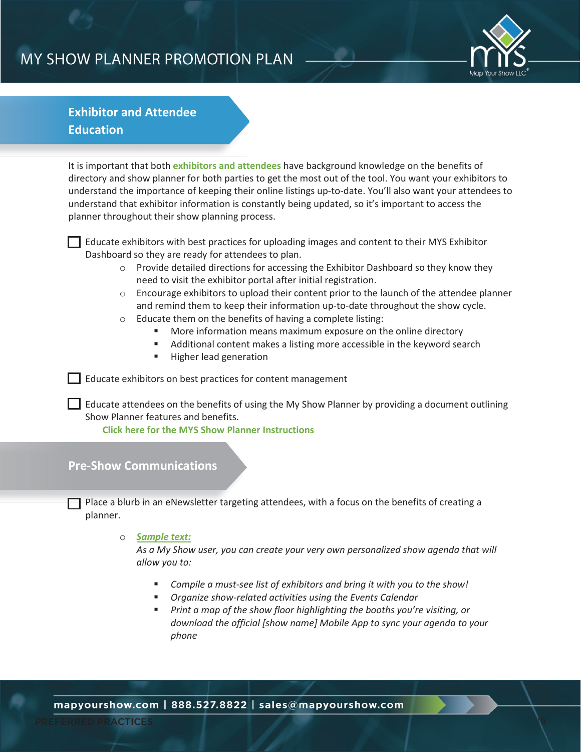## Exhibitor and Attendee Education

It is important that both **exhibitors and attendees** have background knowledge on the benefits of directory and show planner for both parties to get the most out of the tool. You want your exhibitors to understand the importance of keeping their online listings up-to-date. You'll also want your attendees to understand that exhibitor information is constantly being updated, so it's important to access the planner throughout their show planning process.

- [ ] Educate exhibitors with best practices for uploading images and content to their MYS Exhibitor Dashboard so they are ready for attendees to plan.
  - Provide detailed directions for accessing the Exhibitor Dashboard so they know they need to visit the exhibitor portal after initial registration.
  - Encourage exhibitors to upload their content prior to the launch of the attendee planner and remind them to keep their information up-to-date throughout the show cycle.
  - Educate them on the benefits of having a complete listing:
    - More information means maximum exposure on the online directory
    - Additional content makes a listing more accessible in the keyword search
    - Higher lead generation

- [ ] Educate exhibitors on best practices for content management

- [ ] Educate attendees on the benefits of using the My Show Planner by providing a document outlining Show Planner features and benefits.

  **Click here for the MYS Show Planner Instructions**

## Pre-Show Communications

- [ ] Place a blurb in an eNewsletter targeting attendees, with a focus on the benefits of creating a planner.
  - ***Sample text:***
    *As a My Show user, you can create your very own personalized show agenda that will allow you to:*
    - *Compile a must-see list of exhibitors and bring it with you to the show!*
    - *Organize show-related activities using the Events Calendar*
    - *Print a map of the show floor highlighting the booths you're visiting, or download the official [show name] Mobile App to sync your agenda to your phone*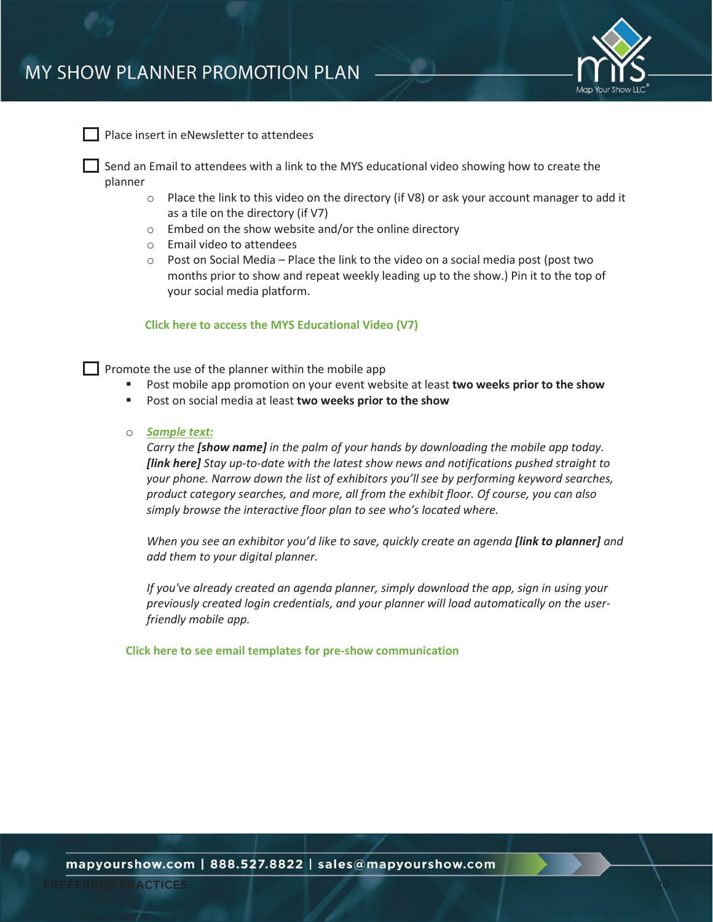# MY SHOW PLANNER PROMOTION PLAN

- [ ] Place insert in eNewsletter to attendees

- [ ] Send an Email to attendees with a link to the MYS educational video showing how to create the planner
    - Place the link to this video on the directory (if V8) or ask your account manager to add it as a tile on the directory (if V7)
    - Embed on the show website and/or the online directory
    - Email video to attendees
    - Post on Social Media – Place the link to the video on a social media post (post two months prior to show and repeat weekly leading up to the show.) Pin it to the top of your social media platform.

    **Click here to access the MYS Educational Video (V7)**

- [ ] Promote the use of the planner within the mobile app
    - Post mobile app promotion on your event website at least **two weeks prior to the show**
    - Post on social media at least **two weeks prior to the show**

    - ***Sample text:***
      *Carry the **[show name]** in the palm of your hands by downloading the mobile app today. **[link here]** Stay up-to-date with the latest show news and notifications pushed straight to your phone. Narrow down the list of exhibitors you'll see by performing keyword searches, product category searches, and more, all from the exhibit floor. Of course, you can also simply browse the interactive floor plan to see who's located where.*

      *When you see an exhibitor you'd like to save, quickly create an agenda **[link to planner]** and add them to your digital planner.*

      *If you've already created an agenda planner, simply download the app, sign in using your previously created login credentials, and your planner will load automatically on the user-friendly mobile app.*

    **Click here to see email templates for pre-show communication**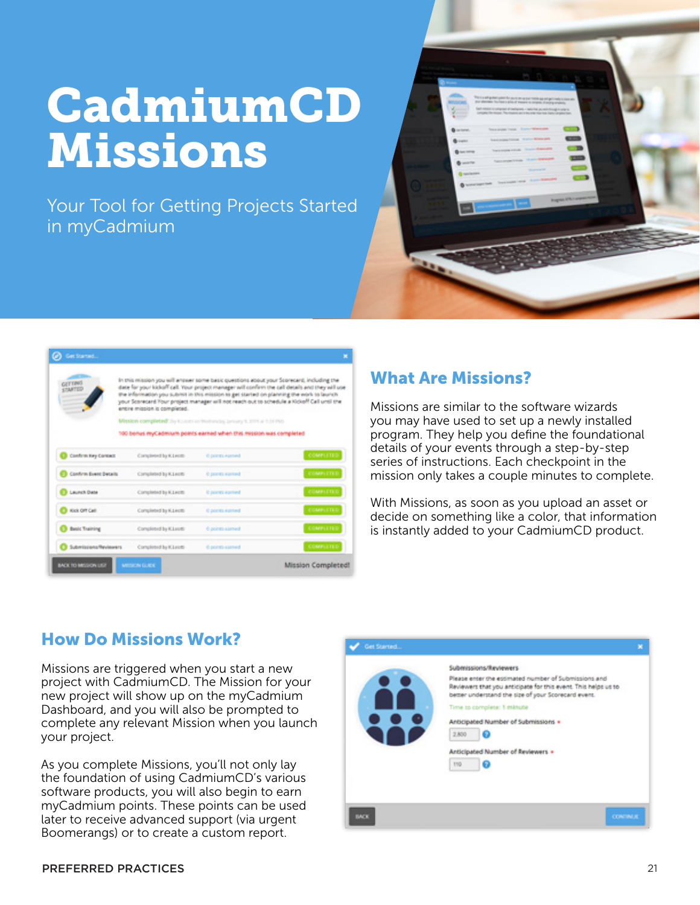# CadmiumCD Missions

Your Tool for Getting Projects Started in myCadmium

## What Are Missions?

Missions are similar to the software wizards you may have used to set up a newly installed program. They help you define the foundational details of your events through a step-by-step series of instructions. Each checkpoint in the mission only takes a couple minutes to complete.

With Missions, as soon as you upload an asset or decide on something like a color, that information is instantly added to your CadmiumCD product.

## How Do Missions Work?

Missions are triggered when you start a new project with CadmiumCD. The Mission for your new project will show up on the myCadmium Dashboard, and you will also be prompted to complete any relevant Mission when you launch your project.

As you complete Missions, you'll not only lay the foundation of using CadmiumCD's various software products, you will also begin to earn myCadmium points. These points can be used later to receive advanced support (via urgent Boomerangs) or to create a custom report.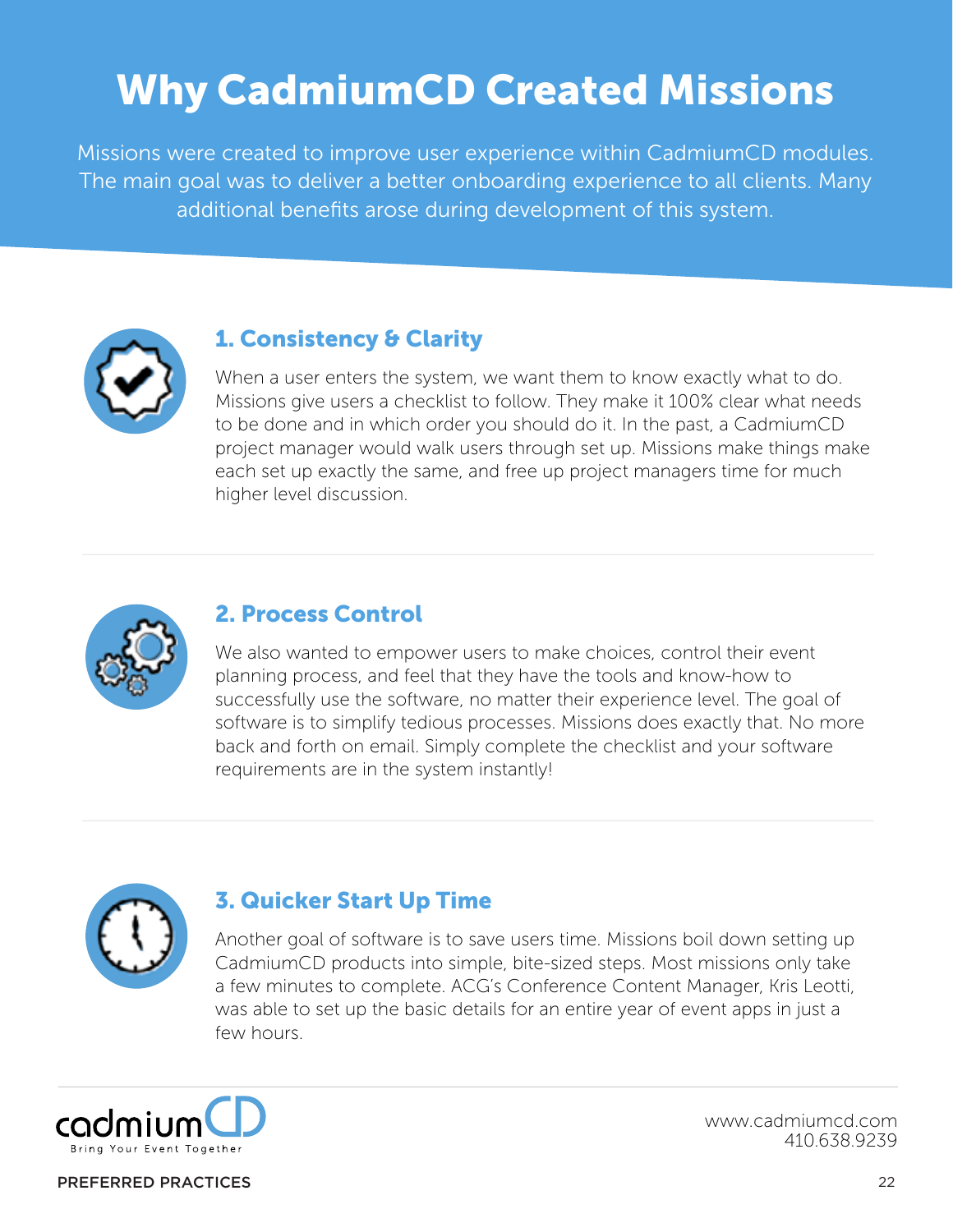# Why CadmiumCD Created Missions

Missions were created to improve user experience within CadmiumCD modules. The main goal was to deliver a better onboarding experience to all clients. Many additional benefits arose during development of this system.

## 1. Consistency & Clarity

When a user enters the system, we want them to know exactly what to do. Missions give users a checklist to follow. They make it 100% clear what needs to be done and in which order you should do it. In the past, a CadmiumCD project manager would walk users through set up. Missions make things make each set up exactly the same, and free up project managers time for much higher level discussion.

## 2. Process Control

We also wanted to empower users to make choices, control their event planning process, and feel that they have the tools and know-how to successfully use the software, no matter their experience level. The goal of software is to simplify tedious processes. Missions does exactly that. No more back and forth on email. Simply complete the checklist and your software requirements are in the system instantly!

## 3. Quicker Start Up Time

Another goal of software is to save users time. Missions boil down setting up CadmiumCD products into simple, bite-sized steps. Most missions only take a few minutes to complete. ACG's Conference Content Manager, Kris Leotti, was able to set up the basic details for an entire year of event apps in just a few hours.

cadmiumCD
Bring Your Event Together

www.cadmiumcd.com
410.638.9239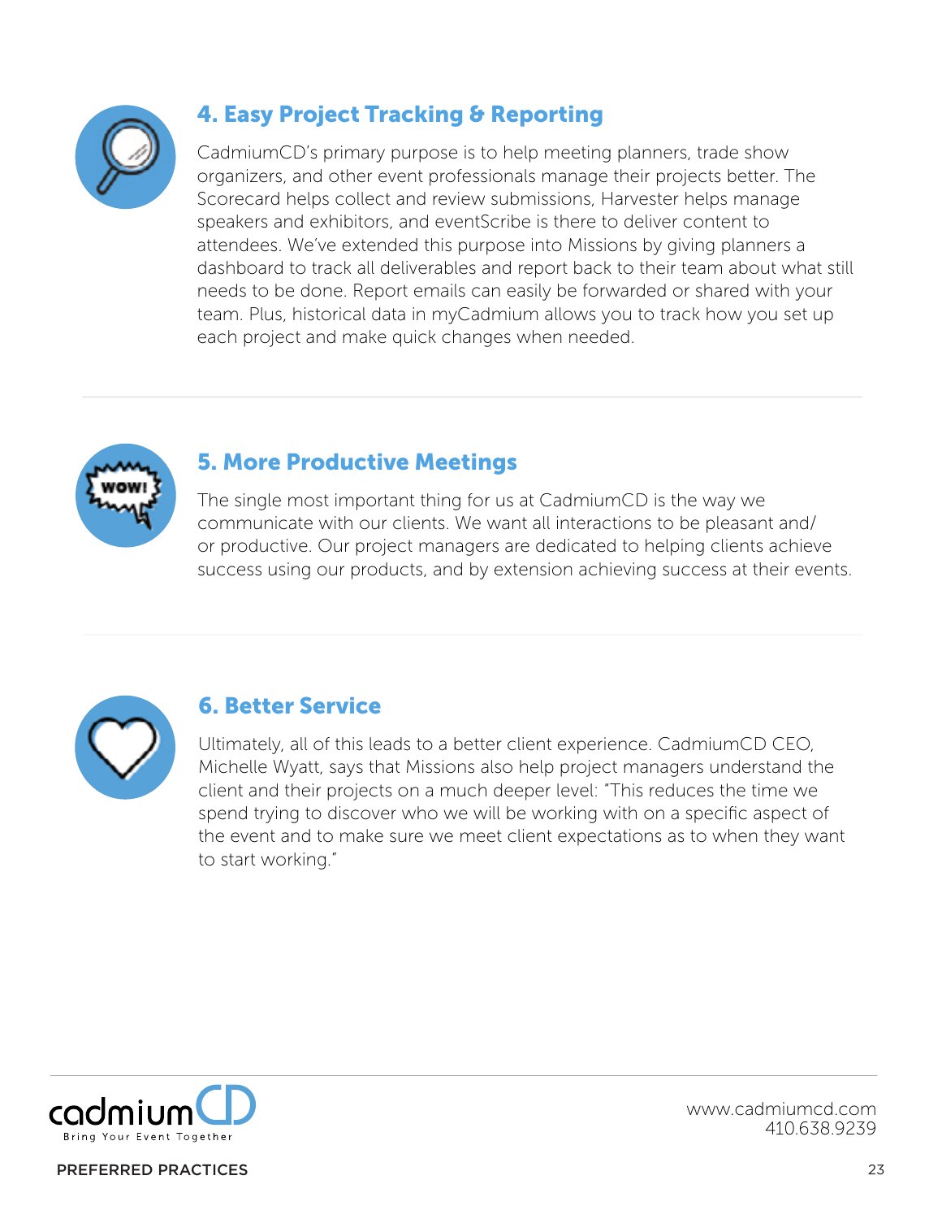## 4. Easy Project Tracking & Reporting

CadmiumCD's primary purpose is to help meeting planners, trade show organizers, and other event professionals manage their projects better. The Scorecard helps collect and review submissions, Harvester helps manage speakers and exhibitors, and eventScribe is there to deliver content to attendees. We've extended this purpose into Missions by giving planners a dashboard to track all deliverables and report back to their team about what still needs to be done. Report emails can easily be forwarded or shared with your team. Plus, historical data in myCadmium allows you to track how you set up each project and make quick changes when needed.

## 5. More Productive Meetings

The single most important thing for us at CadmiumCD is the way we communicate with our clients. We want all interactions to be pleasant and/or productive. Our project managers are dedicated to helping clients achieve success using our products, and by extension achieving success at their events.

## 6. Better Service

Ultimately, all of this leads to a better client experience. CadmiumCD CEO, Michelle Wyatt, says that Missions also help project managers understand the client and their projects on a much deeper level: "This reduces the time we spend trying to discover who we will be working with on a specific aspect of the event and to make sure we meet client expectations as to when they want to start working."